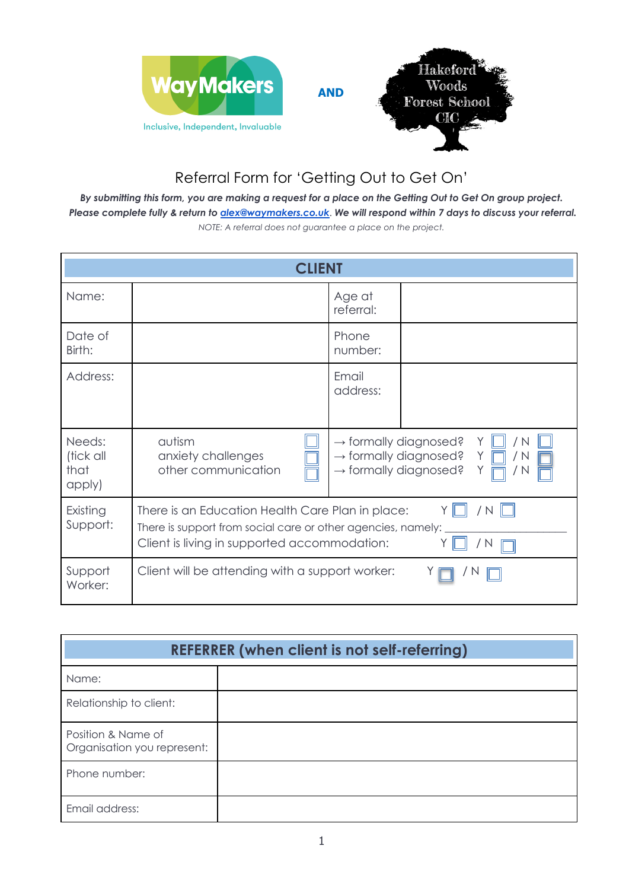WayMakers
Inclusive, Independent, Invaluable

**AND**

Hakeford Woods Forest School CIC

# Referral Form for 'Getting Out to Get On'

***By submitting this form, you are making a request for a place on the Getting Out to Get On group project. Please complete fully & return to [alex@waymakers.co.uk](mailto:alex@waymakers.co.uk). We will respond within 7 days to discuss your referral.***

*NOTE: A referral does not guarantee a place on the project.*

| **CLIENT** | | | |
|---|---|---|---|
| Name: | | Age at referral: | |
| Date of Birth: | | Phone number: | |
| Address: | | Email address: | |
| Needs: (tick all that apply) | autism ☐<br>anxiety challenges ☐<br>other communication ☐ | → formally diagnosed? Y ☐ / N ☐<br>→ formally diagnosed? Y ☐ / N ☐<br>→ formally diagnosed? Y ☐ / N ☐ | |
| Existing Support: | There is an Education Health Care Plan in place: Y ☐ / N ☐<br>There is support from social care or other agencies, namely: ____________<br>Client is living in supported accommodation: Y ☐ / N ☐ | | |
| Support Worker: | Client will be attending with a support worker: Y ☐ / N ☐ | | |

| **REFERRER (when client is not self-referring)** | |
|---|---|
| Name: | |
| Relationship to client: | |
| Position & Name of Organisation you represent: | |
| Phone number: | |
| Email address: | |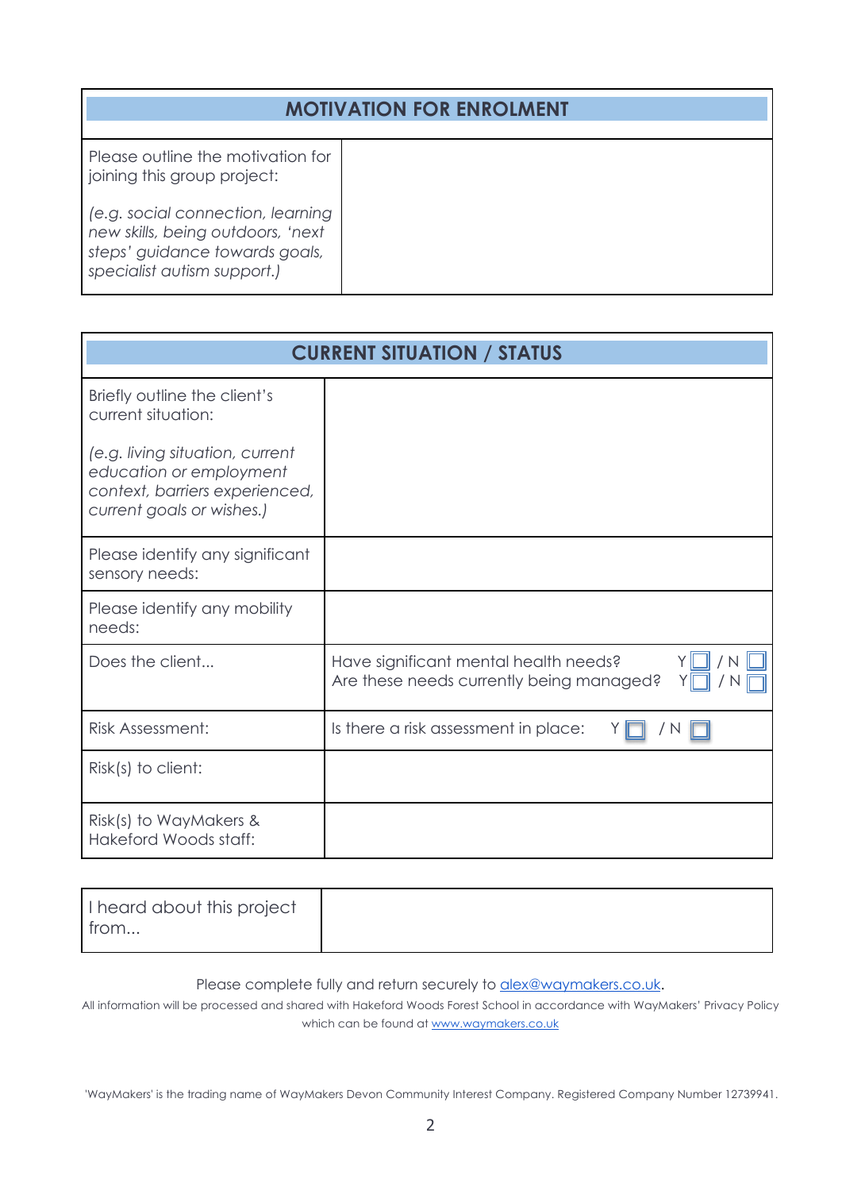## MOTIVATION FOR ENROLMENT

| | |
|---|---|
| Please outline the motivation for joining this group project:<br><br>*(e.g. social connection, learning new skills, being outdoors, 'next steps' guidance towards goals, specialist autism support.)* | |

## CURRENT SITUATION / STATUS

| | |
|---|---|
| Briefly outline the client's current situation:<br><br>*(e.g. living situation, current education or employment context, barriers experienced, current goals or wishes.)* | |
| Please identify any significant sensory needs: | |
| Please identify any mobility needs: | |
| Does the client... | Have significant mental health needs? Y ☐ / N ☐<br>Are these needs currently being managed? Y ☐ / N ☐ |
| Risk Assessment: | Is there a risk assessment in place: Y ☐ / N ☐ |
| Risk(s) to client: | |
| Risk(s) to WayMakers & Hakeford Woods staff: | |

| | |
|---|---|
| I heard about this project from... | |

Please complete fully and return securely to alex@waymakers.co.uk.

All information will be processed and shared with Hakeford Woods Forest School in accordance with WayMakers' Privacy Policy which can be found at www.waymakers.co.uk

'WayMakers' is the trading name of WayMakers Devon Community Interest Company. Registered Company Number 12739941.